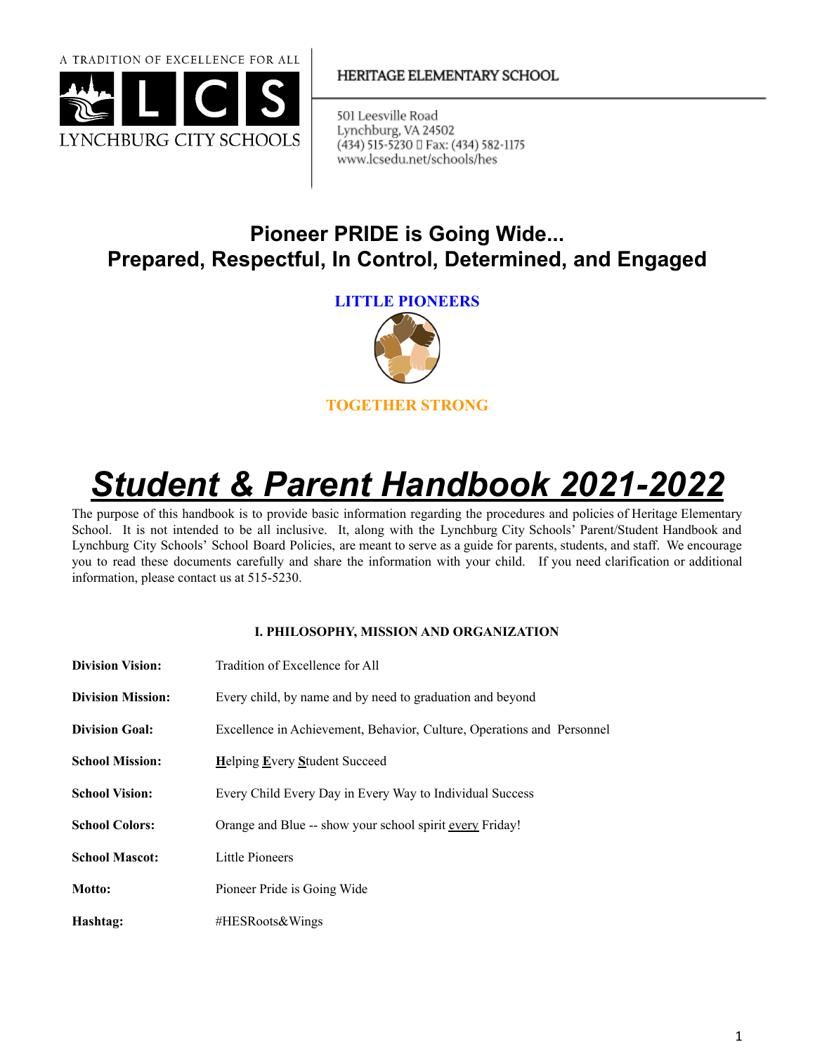A TRADITION OF EXCELLENCE FOR ALL

LYNCHBURG CITY SCHOOLS

HERITAGE ELEMENTARY SCHOOL

501 Leesville Road
Lynchburg, VA 24502
(434) 515-5230  Fax: (434) 582-1175
www.lcsedu.net/schools/hes

## Pioneer PRIDE is Going Wide...
## Prepared, Respectful, In Control, Determined, and Engaged

**LITTLE PIONEERS**

**TOGETHER STRONG**

# ***Student & Parent Handbook 2021-2022***

The purpose of this handbook is to provide basic information regarding the procedures and policies of Heritage Elementary School. It is not intended to be all inclusive. It, along with the Lynchburg City Schools' Parent/Student Handbook and Lynchburg City Schools' School Board Policies, are meant to serve as a guide for parents, students, and staff. We encourage you to read these documents carefully and share the information with your child. If you need clarification or additional information, please contact us at 515-5230.

### I. PHILOSOPHY, MISSION AND ORGANIZATION

**Division Vision:** Tradition of Excellence for All

**Division Mission:** Every child, by name and by need to graduation and beyond

**Division Goal:** Excellence in Achievement, Behavior, Culture, Operations and Personnel

**School Mission:** Helping Every Student Succeed

**School Vision:** Every Child Every Day in Every Way to Individual Success

**School Colors:** Orange and Blue -- show your school spirit every Friday!

**School Mascot:** Little Pioneers

**Motto:** Pioneer Pride is Going Wide

**Hashtag:** #HESRoots&Wings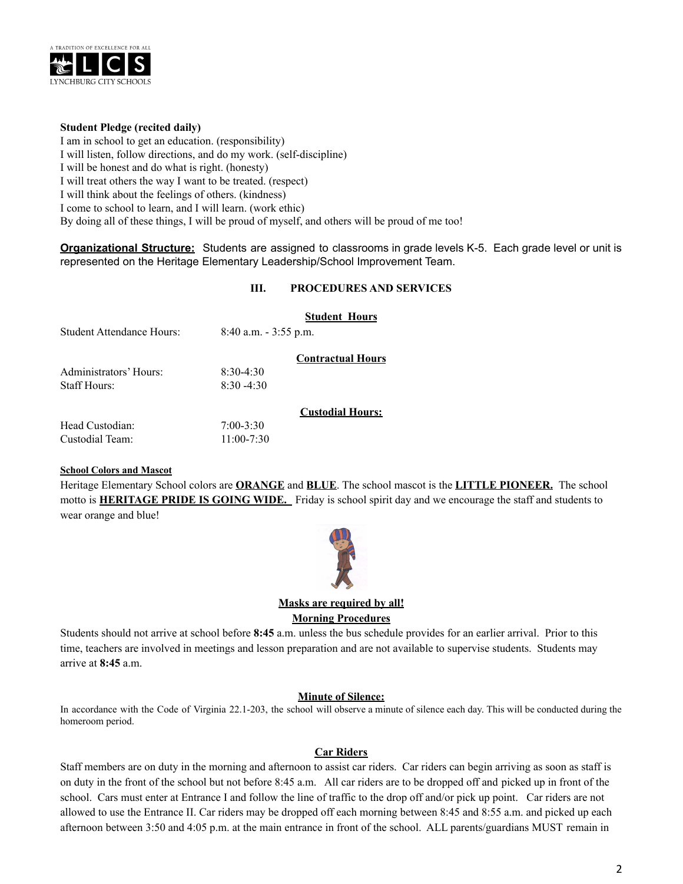**Student Pledge (recited daily)**

I am in school to get an education. (responsibility)
I will listen, follow directions, and do my work. (self-discipline)
I will be honest and do what is right. (honesty)
I will treat others the way I want to be treated. (respect)
I will think about the feelings of others. (kindness)
I come to school to learn, and I will learn. (work ethic)
By doing all of these things, I will be proud of myself, and others will be proud of me too!

**Organizational Structure:** Students are assigned to classrooms in grade levels K-5. Each grade level or unit is represented on the Heritage Elementary Leadership/School Improvement Team.

## III. PROCEDURES AND SERVICES

**Student Hours**

Student Attendance Hours: 8:40 a.m. - 3:55 p.m.

**Contractual Hours**

Administrators' Hours: 8:30-4:30
Staff Hours: 8:30 -4:30

**Custodial Hours:**

Head Custodian: 7:00-3:30
Custodial Team: 11:00-7:30

**School Colors and Mascot**

Heritage Elementary School colors are **ORANGE** and **BLUE**. The school mascot is the **LITTLE PIONEER.** The school motto is **HERITAGE PRIDE IS GOING WIDE.** Friday is school spirit day and we encourage the staff and students to wear orange and blue!

**Masks are required by all!**

**Morning Procedures**

Students should not arrive at school before **8:45** a.m. unless the bus schedule provides for an earlier arrival. Prior to this time, teachers are involved in meetings and lesson preparation and are not available to supervise students. Students may arrive at **8:45** a.m.

**Minute of Silence:**

In accordance with the Code of Virginia 22.1-203, the school will observe a minute of silence each day. This will be conducted during the homeroom period.

**Car Riders**

Staff members are on duty in the morning and afternoon to assist car riders. Car riders can begin arriving as soon as staff is on duty in the front of the school but not before 8:45 a.m. All car riders are to be dropped off and picked up in front of the school. Cars must enter at Entrance I and follow the line of traffic to the drop off and/or pick up point. Car riders are not allowed to use the Entrance II. Car riders may be dropped off each morning between 8:45 and 8:55 a.m. and picked up each afternoon between 3:50 and 4:05 p.m. at the main entrance in front of the school. ALL parents/guardians MUST remain in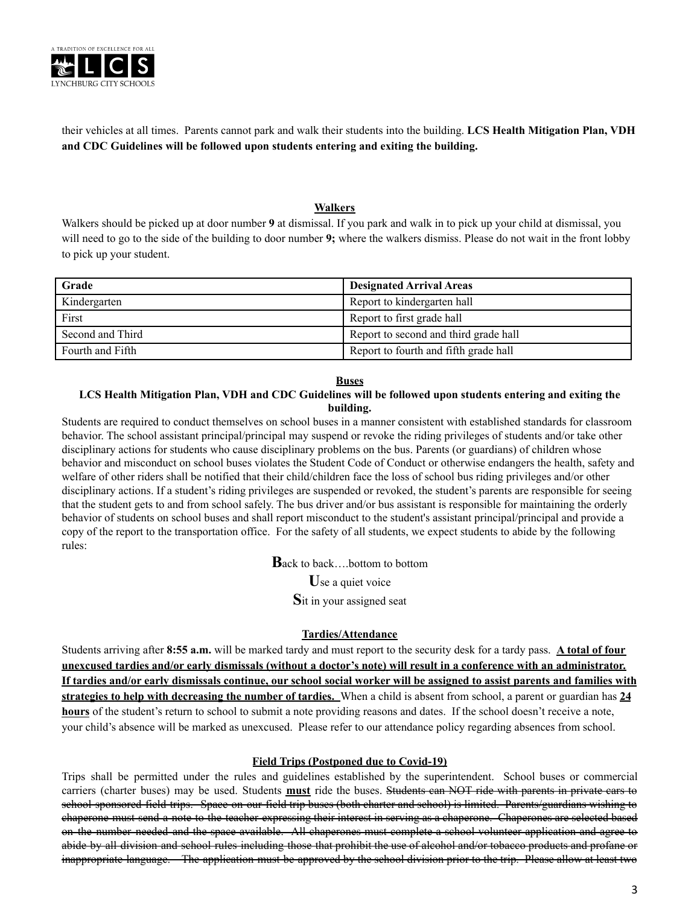their vehicles at all times. Parents cannot park and walk their students into the building. **LCS Health Mitigation Plan, VDH and CDC Guidelines will be followed upon students entering and exiting the building.**

## Walkers

Walkers should be picked up at door number **9** at dismissal. If you park and walk in to pick up your child at dismissal, you will need to go to the side of the building to door number **9;** where the walkers dismiss. Please do not wait in the front lobby to pick up your student.

| Grade | Designated Arrival Areas |
|---|---|
| Kindergarten | Report to kindergarten hall |
| First | Report to first grade hall |
| Second and Third | Report to second and third grade hall |
| Fourth and Fifth | Report to fourth and fifth grade hall |

## Buses

**LCS Health Mitigation Plan, VDH and CDC Guidelines will be followed upon students entering and exiting the building.**

Students are required to conduct themselves on school buses in a manner consistent with established standards for classroom behavior. The school assistant principal/principal may suspend or revoke the riding privileges of students and/or take other disciplinary actions for students who cause disciplinary problems on the bus. Parents (or guardians) of children whose behavior and misconduct on school buses violates the Student Code of Conduct or otherwise endangers the health, safety and welfare of other riders shall be notified that their child/children face the loss of school bus riding privileges and/or other disciplinary actions. If a student's riding privileges are suspended or revoked, the student's parents are responsible for seeing that the student gets to and from school safely. The bus driver and/or bus assistant is responsible for maintaining the orderly behavior of students on school buses and shall report misconduct to the student's assistant principal/principal and provide a copy of the report to the transportation office. For the safety of all students, we expect students to abide by the following rules:

**B**ack to back….bottom to bottom

**U**se a quiet voice

**S**it in your assigned seat

## Tardies/Attendance

Students arriving after **8:55 a.m.** will be marked tardy and must report to the security desk for a tardy pass. **A total of four unexcused tardies and/or early dismissals (without a doctor's note) will result in a conference with an administrator. If tardies and/or early dismissals continue, our school social worker will be assigned to assist parents and families with strategies to help with decreasing the number of tardies.** When a child is absent from school, a parent or guardian has **24 hours** of the student's return to school to submit a note providing reasons and dates. If the school doesn't receive a note, your child's absence will be marked as unexcused. Please refer to our attendance policy regarding absences from school.

## Field Trips (Postponed due to Covid-19)

Trips shall be permitted under the rules and guidelines established by the superintendent. School buses or commercial carriers (charter buses) may be used. Students **must** ride the buses. ~~Students can NOT ride with parents in private cars to school-sponsored field trips. Space on our field trip buses (both charter and school) is limited. Parents/guardians wishing to chaperone must send a note to the teacher expressing their interest in serving as a chaperone. Chaperones are selected based on the number needed and the space available. All chaperones must complete a school volunteer application and agree to abide by all division and school rules including those that prohibit the use of alcohol and/or tobacco products and profane or inappropriate language. The application must be approved by the school division prior to the trip. Please allow at least two~~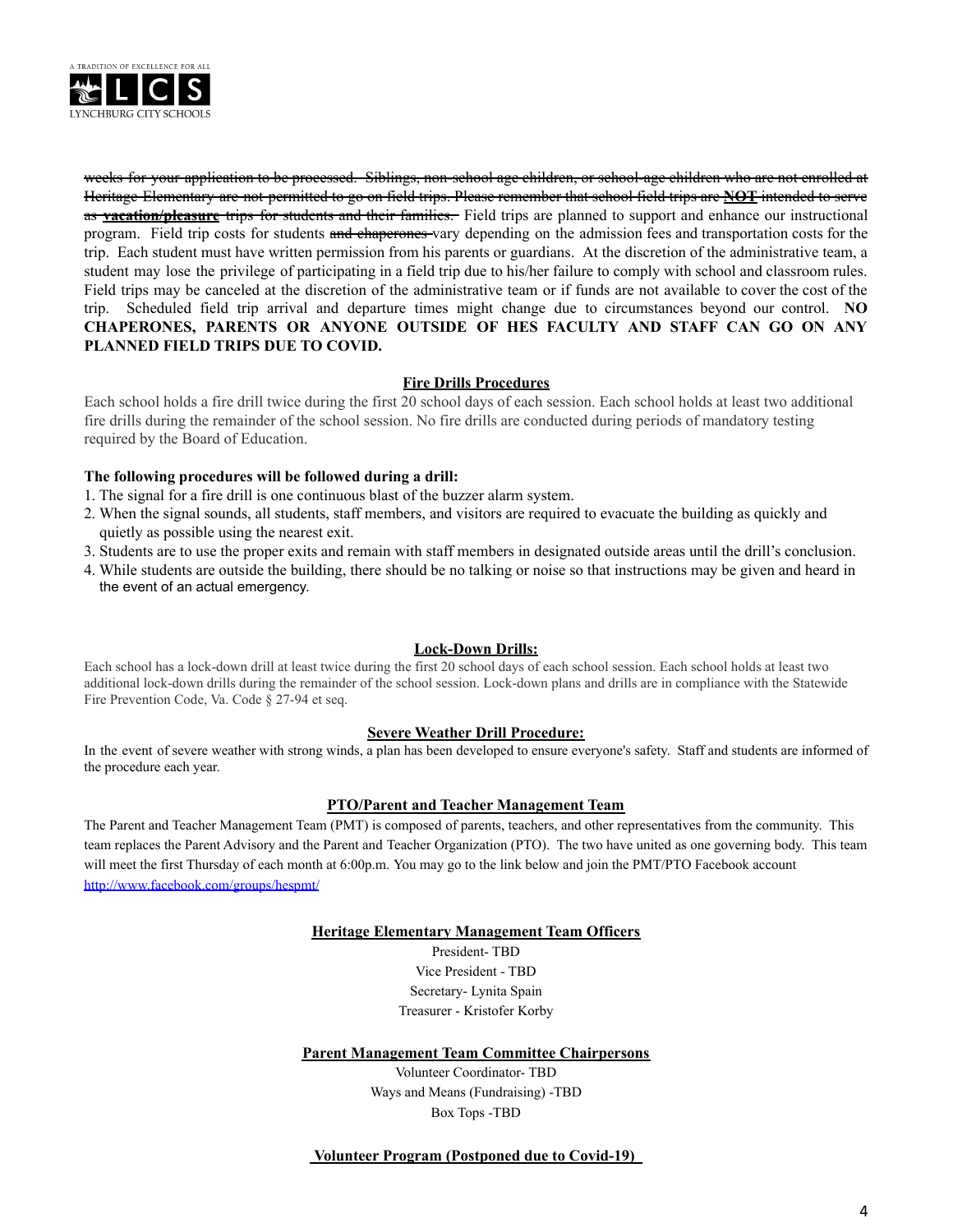~~weeks for your application to be processed. Siblings, non-school age children, or school-age children who are not enrolled at Heritage Elementary are not permitted to go on field trips. Please remember that school field trips are **NOT** intended to serve as **vacation/pleasure** trips for students and their families.~~ Field trips are planned to support and enhance our instructional program. Field trip costs for students ~~and chaperones~~ vary depending on the admission fees and transportation costs for the trip. Each student must have written permission from his parents or guardians. At the discretion of the administrative team, a student may lose the privilege of participating in a field trip due to his/her failure to comply with school and classroom rules. Field trips may be canceled at the discretion of the administrative team or if funds are not available to cover the cost of the trip. Scheduled field trip arrival and departure times might change due to circumstances beyond our control. **NO CHAPERONES, PARENTS OR ANYONE OUTSIDE OF HES FACULTY AND STAFF CAN GO ON ANY PLANNED FIELD TRIPS DUE TO COVID.**

## Fire Drills Procedures

Each school holds a fire drill twice during the first 20 school days of each session. Each school holds at least two additional fire drills during the remainder of the school session. No fire drills are conducted during periods of mandatory testing required by the Board of Education.

**The following procedures will be followed during a drill:**

1. The signal for a fire drill is one continuous blast of the buzzer alarm system.
2. When the signal sounds, all students, staff members, and visitors are required to evacuate the building as quickly and quietly as possible using the nearest exit.
3. Students are to use the proper exits and remain with staff members in designated outside areas until the drill's conclusion.
4. While students are outside the building, there should be no talking or noise so that instructions may be given and heard in the event of an actual emergency.

## Lock-Down Drills:

Each school has a lock-down drill at least twice during the first 20 school days of each school session. Each school holds at least two additional lock-down drills during the remainder of the school session. Lock-down plans and drills are in compliance with the Statewide Fire Prevention Code, Va. Code § 27-94 et seq.

## Severe Weather Drill Procedure:

In the event of severe weather with strong winds, a plan has been developed to ensure everyone's safety. Staff and students are informed of the procedure each year.

## PTO/Parent and Teacher Management Team

The Parent and Teacher Management Team (PMT) is composed of parents, teachers, and other representatives from the community. This team replaces the Parent Advisory and the Parent and Teacher Organization (PTO). The two have united as one governing body. This team will meet the first Thursday of each month at 6:00p.m. You may go to the link below and join the PMT/PTO Facebook account http://www.facebook.com/groups/hespmt/

## Heritage Elementary Management Team Officers

President- TBD
Vice President - TBD
Secretary- Lynita Spain
Treasurer - Kristofer Korby

## Parent Management Team Committee Chairpersons

Volunteer Coordinator- TBD
Ways and Means (Fundraising) -TBD
Box Tops -TBD

## Volunteer Program (Postponed due to Covid-19)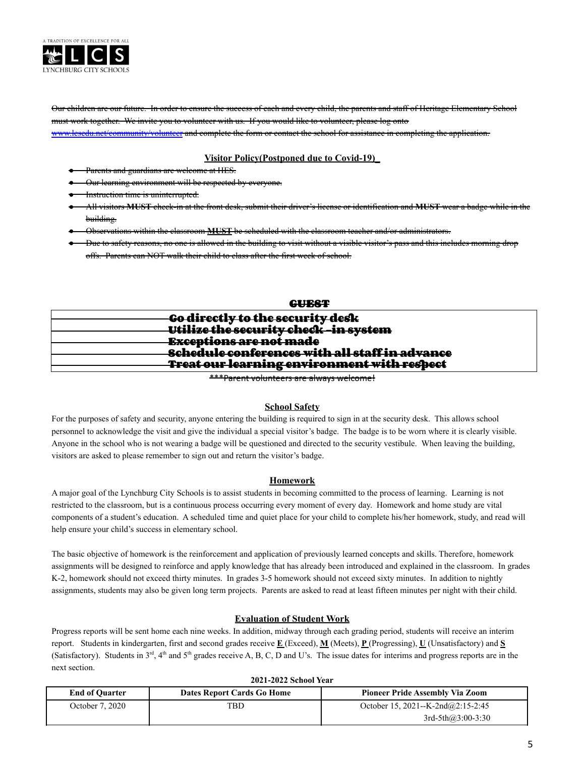~~Our children are our future. In order to ensure the success of each and every child, the parents and staff of Heritage Elementary School must work together. We invite you to volunteer with us. If you would like to volunteer, please log onto [www.lcsedu.net/community/volunteer](www.lcsedu.net/community/volunteer) and complete the form or contact the school for assistance in completing the application.~~

## Visitor Policy(Postponed due to Covid-19)

- ~~Parents and guardians are welcome at HES.~~
- ~~Our learning environment will be respected by everyone.~~
- ~~Instruction time is uninterrupted.~~
- ~~All visitors **MUST** check-in at the front desk, submit their driver's license or identification and **MUST** wear a badge while in the building.~~
- ~~Observations within the classroom **MUST** be scheduled with the classroom teacher and/or administrators.~~
- ~~Due to safety reasons, no one is allowed in the building to visit without a visible visitor's pass and this includes morning drop offs. Parents can NOT walk their child to class after the first week of school.~~

| ~~GUEST~~ | |
|---|---|
| | ~~Go directly to the security desk~~ |
| | ~~Utilize the security check –in system~~ |
| | ~~Exceptions are not made~~ |
| | ~~Schedule conferences with all staff in advance~~ |
| | ~~Treat our learning environment with respect~~ |

~~***Parent volunteers are always welcome!~~

## School Safety

For the purposes of safety and security, anyone entering the building is required to sign in at the security desk. This allows school personnel to acknowledge the visit and give the individual a special visitor's badge. The badge is to be worn where it is clearly visible. Anyone in the school who is not wearing a badge will be questioned and directed to the security vestibule. When leaving the building, visitors are asked to please remember to sign out and return the visitor's badge.

## Homework

A major goal of the Lynchburg City Schools is to assist students in becoming committed to the process of learning. Learning is not restricted to the classroom, but is a continuous process occurring every moment of every day. Homework and home study are vital components of a student's education. A scheduled time and quiet place for your child to complete his/her homework, study, and read will help ensure your child's success in elementary school.

The basic objective of homework is the reinforcement and application of previously learned concepts and skills. Therefore, homework assignments will be designed to reinforce and apply knowledge that has already been introduced and explained in the classroom. In grades K-2, homework should not exceed thirty minutes. In grades 3-5 homework should not exceed sixty minutes. In addition to nightly assignments, students may also be given long term projects. Parents are asked to read at least fifteen minutes per night with their child.

## Evaluation of Student Work

Progress reports will be sent home each nine weeks. In addition, midway through each grading period, students will receive an interim report. Students in kindergarten, first and second grades receive **E** (Exceed), **M** (Meets), **P** (Progressing), **U** (Unsatisfactory) and **S** (Satisfactory). Students in 3rd, 4th and 5th grades receive A, B, C, D and U's. The issue dates for interims and progress reports are in the next section.

**2021-2022 School Year**

| End of Quarter | Dates Report Cards Go Home | Pioneer Pride Assembly Via Zoom |
|---|---|---|
| October 7, 2020 | TBD | October 15, 2021--K-2nd@2:15-2:45<br>3rd-5th@3:00-3:30 |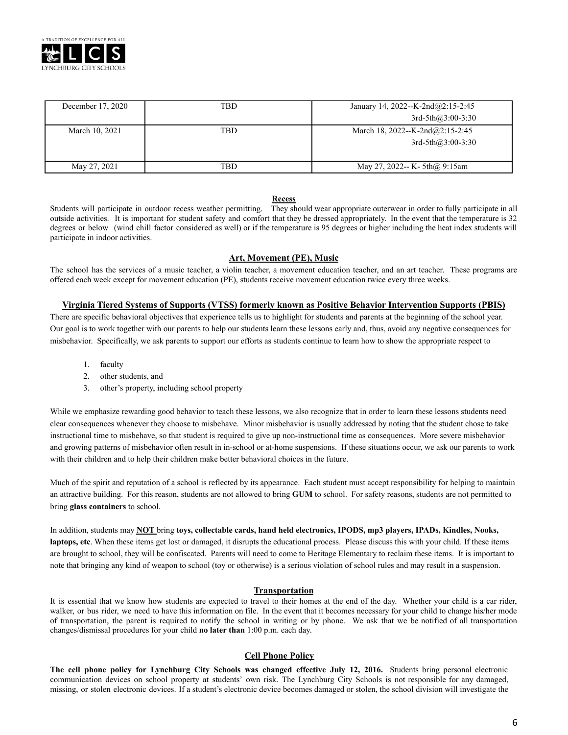| December 17, 2020 | TBD | January 14, 2022--K-2nd@2:15-2:45<br>3rd-5th@3:00-3:30 |
|---|---|---|
| March 10, 2021 | TBD | March 18, 2022--K-2nd@2:15-2:45<br>3rd-5th@3:00-3:30 |
| May 27, 2021 | TBD | May 27, 2022-- K- 5th@ 9:15am |

## Recess

Students will participate in outdoor recess weather permitting. They should wear appropriate outerwear in order to fully participate in all outside activities. It is important for student safety and comfort that they be dressed appropriately. In the event that the temperature is 32 degrees or below (wind chill factor considered as well) or if the temperature is 95 degrees or higher including the heat index students will participate in indoor activities.

## Art, Movement (PE), Music

The school has the services of a music teacher, a violin teacher, a movement education teacher, and an art teacher. These programs are offered each week except for movement education (PE), students receive movement education twice every three weeks.

## Virginia Tiered Systems of Supports (VTSS) formerly known as Positive Behavior Intervention Supports (PBIS)

There are specific behavioral objectives that experience tells us to highlight for students and parents at the beginning of the school year. Our goal is to work together with our parents to help our students learn these lessons early and, thus, avoid any negative consequences for misbehavior. Specifically, we ask parents to support our efforts as students continue to learn how to show the appropriate respect to

1. faculty
2. other students, and
3. other's property, including school property

While we emphasize rewarding good behavior to teach these lessons, we also recognize that in order to learn these lessons students need clear consequences whenever they choose to misbehave. Minor misbehavior is usually addressed by noting that the student chose to take instructional time to misbehave, so that student is required to give up non-instructional time as consequences. More severe misbehavior and growing patterns of misbehavior often result in in-school or at-home suspensions. If these situations occur, we ask our parents to work with their children and to help their children make better behavioral choices in the future.

Much of the spirit and reputation of a school is reflected by its appearance. Each student must accept responsibility for helping to maintain an attractive building. For this reason, students are not allowed to bring **GUM** to school. For safety reasons, students are not permitted to bring **glass containers** to school.

In addition, students may **NOT** bring **toys, collectable cards, hand held electronics, IPODS, mp3 players, IPADs, Kindles, Nooks, laptops, etc**. When these items get lost or damaged, it disrupts the educational process. Please discuss this with your child. If these items are brought to school, they will be confiscated. Parents will need to come to Heritage Elementary to reclaim these items. It is important to note that bringing any kind of weapon to school (toy or otherwise) is a serious violation of school rules and may result in a suspension.

## Transportation

It is essential that we know how students are expected to travel to their homes at the end of the day. Whether your child is a car rider, walker, or bus rider, we need to have this information on file. In the event that it becomes necessary for your child to change his/her mode of transportation, the parent is required to notify the school in writing or by phone. We ask that we be notified of all transportation changes/dismissal procedures for your child **no later than** 1:00 p.m. each day.

## Cell Phone Policy

**The cell phone policy for Lynchburg City Schools was changed effective July 12, 2016.** Students bring personal electronic communication devices on school property at students' own risk. The Lynchburg City Schools is not responsible for any damaged, missing, or stolen electronic devices. If a student's electronic device becomes damaged or stolen, the school division will investigate the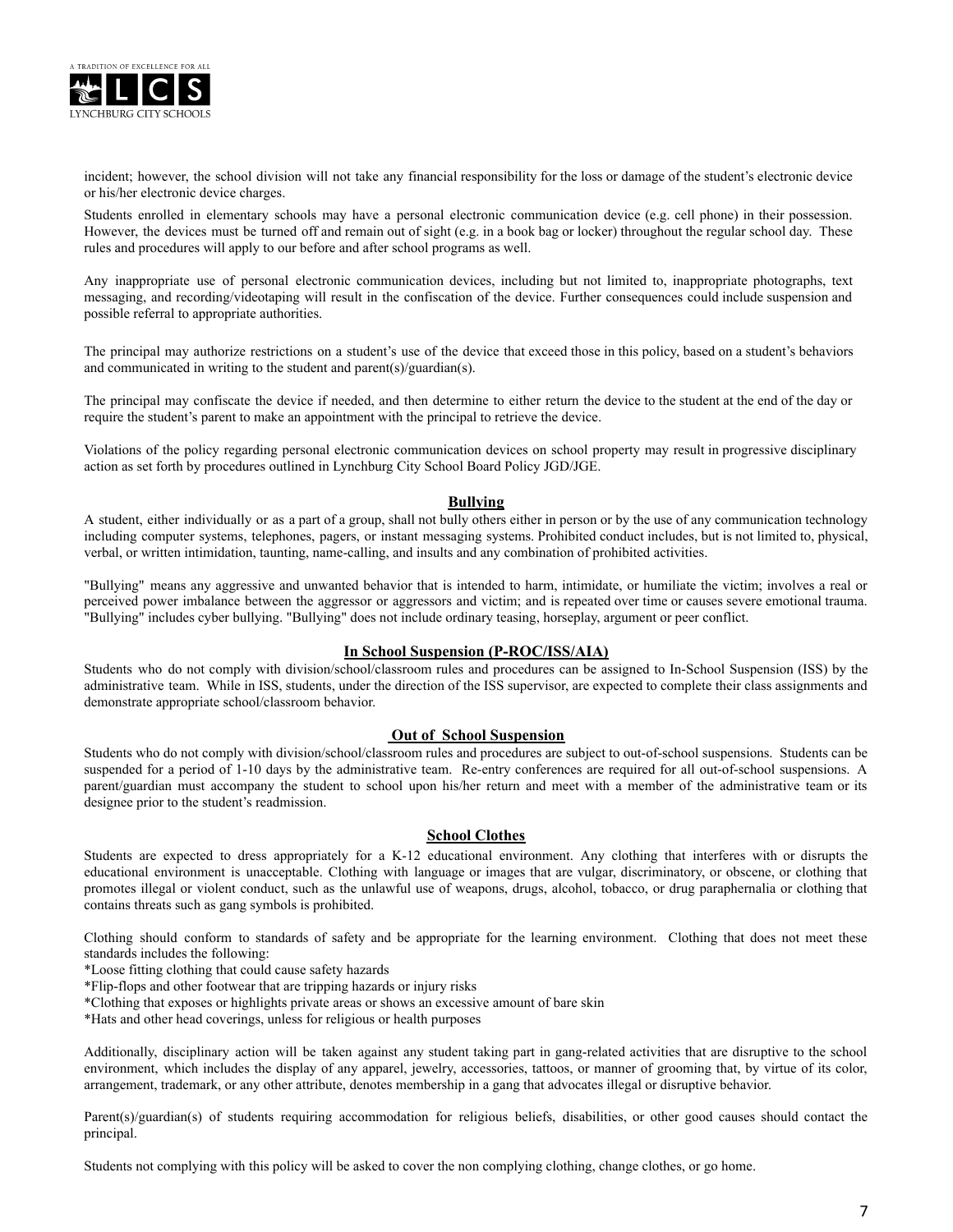incident; however, the school division will not take any financial responsibility for the loss or damage of the student's electronic device or his/her electronic device charges.

Students enrolled in elementary schools may have a personal electronic communication device (e.g. cell phone) in their possession. However, the devices must be turned off and remain out of sight (e.g. in a book bag or locker) throughout the regular school day. These rules and procedures will apply to our before and after school programs as well.

Any inappropriate use of personal electronic communication devices, including but not limited to, inappropriate photographs, text messaging, and recording/videotaping will result in the confiscation of the device. Further consequences could include suspension and possible referral to appropriate authorities.

The principal may authorize restrictions on a student's use of the device that exceed those in this policy, based on a student's behaviors and communicated in writing to the student and parent(s)/guardian(s).

The principal may confiscate the device if needed, and then determine to either return the device to the student at the end of the day or require the student's parent to make an appointment with the principal to retrieve the device.

Violations of the policy regarding personal electronic communication devices on school property may result in progressive disciplinary action as set forth by procedures outlined in Lynchburg City School Board Policy JGD/JGE.

## Bullying

A student, either individually or as a part of a group, shall not bully others either in person or by the use of any communication technology including computer systems, telephones, pagers, or instant messaging systems. Prohibited conduct includes, but is not limited to, physical, verbal, or written intimidation, taunting, name-calling, and insults and any combination of prohibited activities.

"Bullying" means any aggressive and unwanted behavior that is intended to harm, intimidate, or humiliate the victim; involves a real or perceived power imbalance between the aggressor or aggressors and victim; and is repeated over time or causes severe emotional trauma. "Bullying" includes cyber bullying. "Bullying" does not include ordinary teasing, horseplay, argument or peer conflict.

## In School Suspension (P-ROC/ISS/AIA)

Students who do not comply with division/school/classroom rules and procedures can be assigned to In-School Suspension (ISS) by the administrative team. While in ISS, students, under the direction of the ISS supervisor, are expected to complete their class assignments and demonstrate appropriate school/classroom behavior.

## Out of School Suspension

Students who do not comply with division/school/classroom rules and procedures are subject to out-of-school suspensions. Students can be suspended for a period of 1-10 days by the administrative team. Re-entry conferences are required for all out-of-school suspensions. A parent/guardian must accompany the student to school upon his/her return and meet with a member of the administrative team or its designee prior to the student's readmission.

## School Clothes

Students are expected to dress appropriately for a K-12 educational environment. Any clothing that interferes with or disrupts the educational environment is unacceptable. Clothing with language or images that are vulgar, discriminatory, or obscene, or clothing that promotes illegal or violent conduct, such as the unlawful use of weapons, drugs, alcohol, tobacco, or drug paraphernalia or clothing that contains threats such as gang symbols is prohibited.

Clothing should conform to standards of safety and be appropriate for the learning environment. Clothing that does not meet these standards includes the following:

*Loose fitting clothing that could cause safety hazards
*Flip-flops and other footwear that are tripping hazards or injury risks
*Clothing that exposes or highlights private areas or shows an excessive amount of bare skin
*Hats and other head coverings, unless for religious or health purposes

Additionally, disciplinary action will be taken against any student taking part in gang-related activities that are disruptive to the school environment, which includes the display of any apparel, jewelry, accessories, tattoos, or manner of grooming that, by virtue of its color, arrangement, trademark, or any other attribute, denotes membership in a gang that advocates illegal or disruptive behavior.

Parent(s)/guardian(s) of students requiring accommodation for religious beliefs, disabilities, or other good causes should contact the principal.

Students not complying with this policy will be asked to cover the non complying clothing, change clothes, or go home.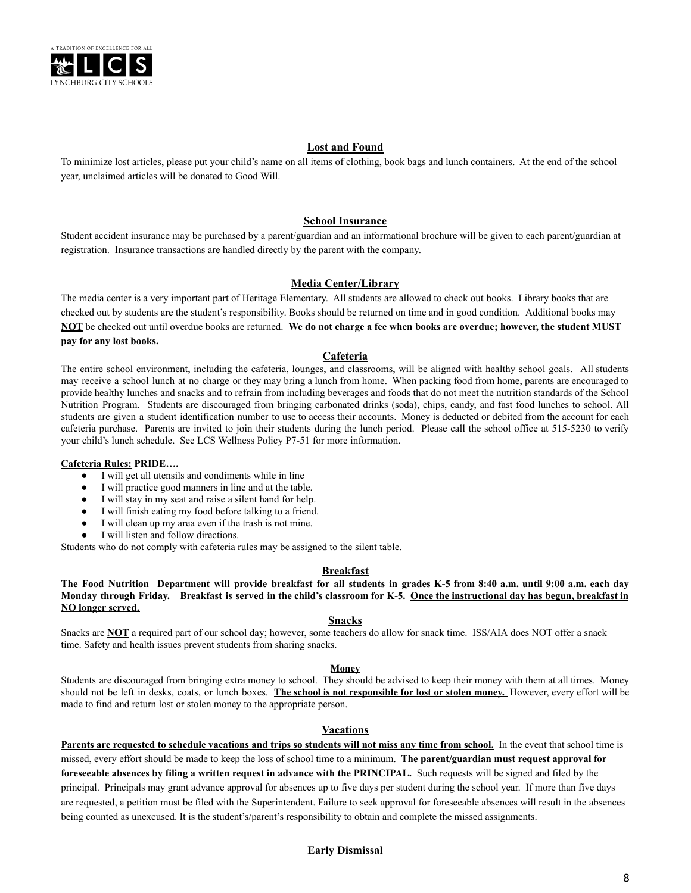## Lost and Found

To minimize lost articles, please put your child's name on all items of clothing, book bags and lunch containers. At the end of the school year, unclaimed articles will be donated to Good Will.

## School Insurance

Student accident insurance may be purchased by a parent/guardian and an informational brochure will be given to each parent/guardian at registration. Insurance transactions are handled directly by the parent with the company.

## Media Center/Library

The media center is a very important part of Heritage Elementary. All students are allowed to check out books. Library books that are checked out by students are the student's responsibility. Books should be returned on time and in good condition. Additional books may **NOT** be checked out until overdue books are returned. **We do not charge a fee when books are overdue; however, the student MUST pay for any lost books.**

## Cafeteria

The entire school environment, including the cafeteria, lounges, and classrooms, will be aligned with healthy school goals. All students may receive a school lunch at no charge or they may bring a lunch from home. When packing food from home, parents are encouraged to provide healthy lunches and snacks and to refrain from including beverages and foods that do not meet the nutrition standards of the School Nutrition Program. Students are discouraged from bringing carbonated drinks (soda), chips, candy, and fast food lunches to school. All students are given a student identification number to use to access their accounts. Money is deducted or debited from the account for each cafeteria purchase. Parents are invited to join their students during the lunch period. Please call the school office at 515-5230 to verify your child's lunch schedule. See LCS Wellness Policy P7-51 for more information.

**Cafeteria Rules: PRIDE….**

- I will get all utensils and condiments while in line
- I will practice good manners in line and at the table.
- I will stay in my seat and raise a silent hand for help.
- I will finish eating my food before talking to a friend.
- I will clean up my area even if the trash is not mine.
- I will listen and follow directions.

Students who do not comply with cafeteria rules may be assigned to the silent table.

## Breakfast

**The Food Nutrition Department will provide breakfast for all students in grades K-5 from 8:40 a.m. until 9:00 a.m. each day Monday through Friday. Breakfast is served in the child's classroom for K-5. Once the instructional day has begun, breakfast in NO longer served.**

## Snacks

Snacks are **NOT** a required part of our school day; however, some teachers do allow for snack time. ISS/AIA does NOT offer a snack time. Safety and health issues prevent students from sharing snacks.

## Money

Students are discouraged from bringing extra money to school. They should be advised to keep their money with them at all times. Money should not be left in desks, coats, or lunch boxes. **The school is not responsible for lost or stolen money.** However, every effort will be made to find and return lost or stolen money to the appropriate person.

## Vacations

**Parents are requested to schedule vacations and trips so students will not miss any time from school.** In the event that school time is missed, every effort should be made to keep the loss of school time to a minimum. **The parent/guardian must request approval for foreseeable absences by filing a written request in advance with the PRINCIPAL.** Such requests will be signed and filed by the principal. Principals may grant advance approval for absences up to five days per student during the school year. If more than five days are requested, a petition must be filed with the Superintendent. Failure to seek approval for foreseeable absences will result in the absences being counted as unexcused. It is the student's/parent's responsibility to obtain and complete the missed assignments.

## Early Dismissal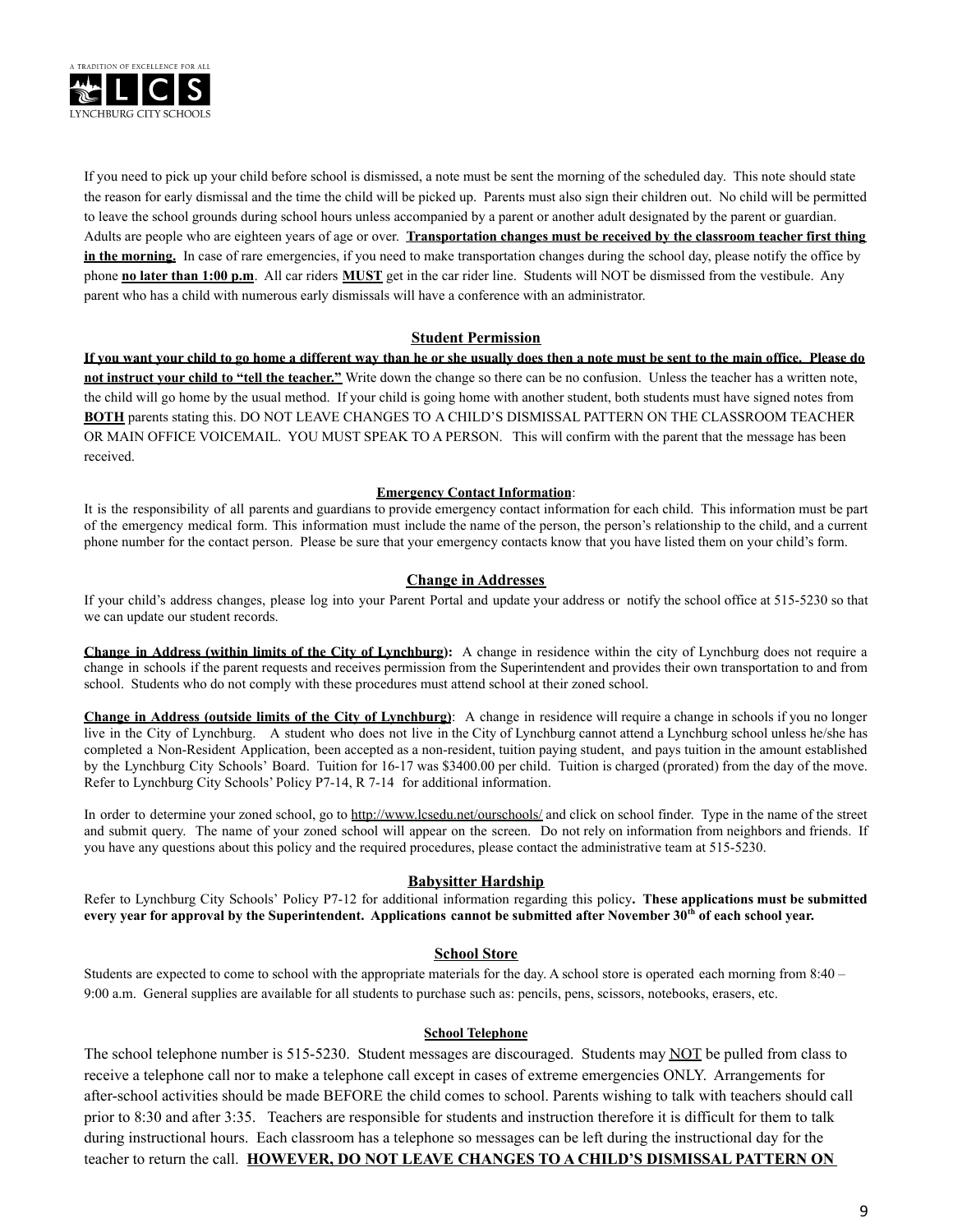If you need to pick up your child before school is dismissed, a note must be sent the morning of the scheduled day. This note should state the reason for early dismissal and the time the child will be picked up. Parents must also sign their children out. No child will be permitted to leave the school grounds during school hours unless accompanied by a parent or another adult designated by the parent or guardian. Adults are people who are eighteen years of age or over. **Transportation changes must be received by the classroom teacher first thing in the morning.** In case of rare emergencies, if you need to make transportation changes during the school day, please notify the office by phone **no later than 1:00 p.m**. All car riders **MUST** get in the car rider line. Students will NOT be dismissed from the vestibule. Any parent who has a child with numerous early dismissals will have a conference with an administrator.

## Student Permission

**If you want your child to go home a different way than he or she usually does then a note must be sent to the main office. Please do not instruct your child to "tell the teacher."** Write down the change so there can be no confusion. Unless the teacher has a written note, the child will go home by the usual method. If your child is going home with another student, both students must have signed notes from **BOTH** parents stating this. DO NOT LEAVE CHANGES TO A CHILD'S DISMISSAL PATTERN ON THE CLASSROOM TEACHER OR MAIN OFFICE VOICEMAIL. YOU MUST SPEAK TO A PERSON. This will confirm with the parent that the message has been received.

### Emergency Contact Information:

It is the responsibility of all parents and guardians to provide emergency contact information for each child. This information must be part of the emergency medical form. This information must include the name of the person, the person's relationship to the child, and a current phone number for the contact person. Please be sure that your emergency contacts know that you have listed them on your child's form.

## Change in Addresses

If your child's address changes, please log into your Parent Portal and update your address or notify the school office at 515-5230 so that we can update our student records.

**Change in Address (within limits of the City of Lynchburg):** A change in residence within the city of Lynchburg does not require a change in schools if the parent requests and receives permission from the Superintendent and provides their own transportation to and from school. Students who do not comply with these procedures must attend school at their zoned school.

**Change in Address (outside limits of the City of Lynchburg)**: A change in residence will require a change in schools if you no longer live in the City of Lynchburg. A student who does not live in the City of Lynchburg cannot attend a Lynchburg school unless he/she has completed a Non-Resident Application, been accepted as a non-resident, tuition paying student, and pays tuition in the amount established by the Lynchburg City Schools' Board. Tuition for 16-17 was $3400.00 per child. Tuition is charged (prorated) from the day of the move. Refer to Lynchburg City Schools' Policy P7-14, R 7-14 for additional information.

In order to determine your zoned school, go to http://www.lcsedu.net/ourschools/ and click on school finder. Type in the name of the street and submit query. The name of your zoned school will appear on the screen. Do not rely on information from neighbors and friends. If you have any questions about this policy and the required procedures, please contact the administrative team at 515-5230.

## Babysitter Hardship

Refer to Lynchburg City Schools' Policy P7-12 for additional information regarding this policy**. These applications must be submitted every year for approval by the Superintendent. Applications cannot be submitted after November 30th of each school year.**

## School Store

Students are expected to come to school with the appropriate materials for the day. A school store is operated each morning from 8:40 – 9:00 a.m. General supplies are available for all students to purchase such as: pencils, pens, scissors, notebooks, erasers, etc.

### School Telephone

The school telephone number is 515-5230. Student messages are discouraged. Students may NOT be pulled from class to receive a telephone call nor to make a telephone call except in cases of extreme emergencies ONLY. Arrangements for after-school activities should be made BEFORE the child comes to school. Parents wishing to talk with teachers should call prior to 8:30 and after 3:35. Teachers are responsible for students and instruction therefore it is difficult for them to talk during instructional hours. Each classroom has a telephone so messages can be left during the instructional day for the teacher to return the call. **HOWEVER, DO NOT LEAVE CHANGES TO A CHILD'S DISMISSAL PATTERN ON**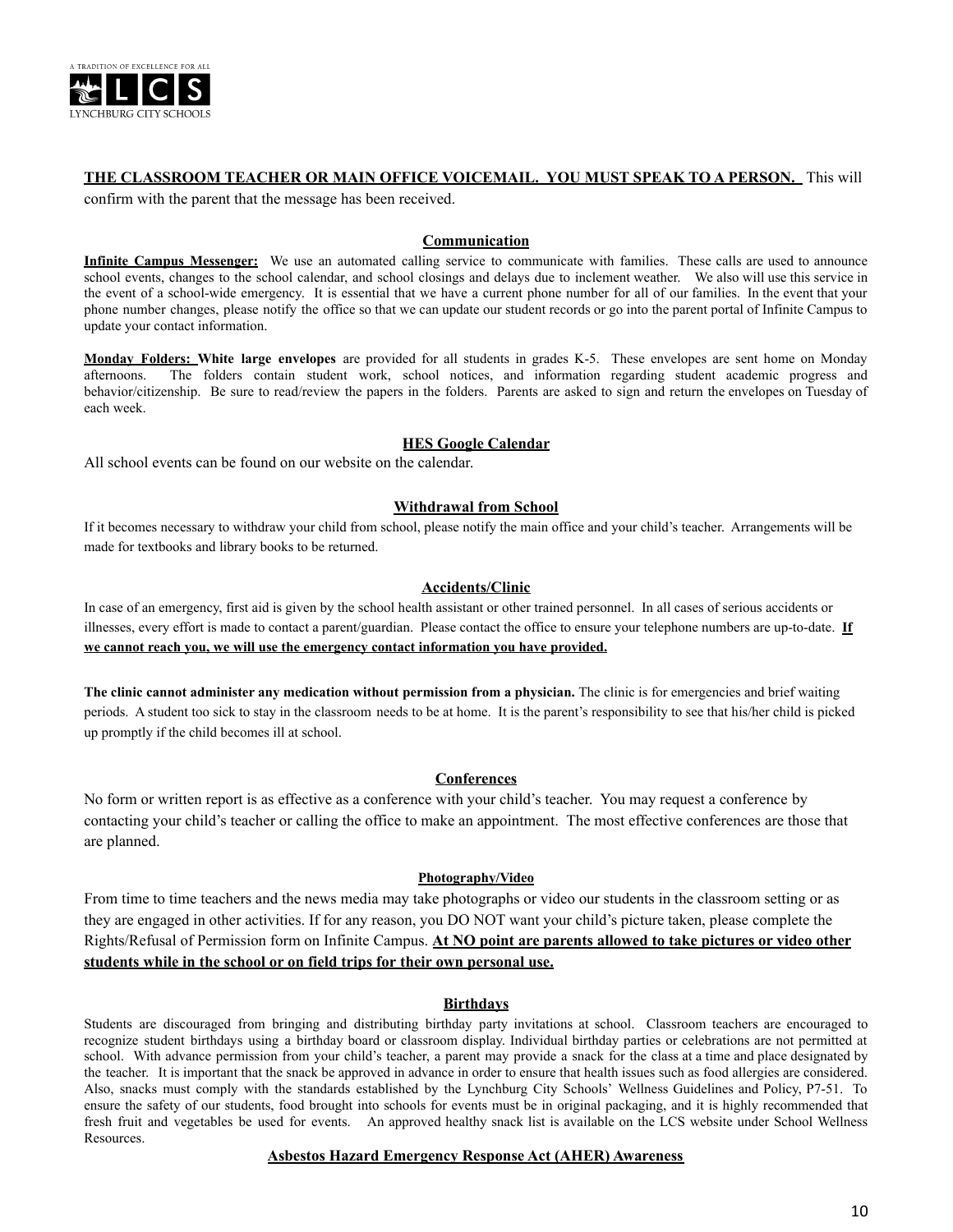**THE CLASSROOM TEACHER OR MAIN OFFICE VOICEMAIL. YOU MUST SPEAK TO A PERSON.** This will confirm with the parent that the message has been received.

### Communication

**Infinite Campus Messenger:** We use an automated calling service to communicate with families. These calls are used to announce school events, changes to the school calendar, and school closings and delays due to inclement weather. We also will use this service in the event of a school-wide emergency. It is essential that we have a current phone number for all of our families. In the event that your phone number changes, please notify the office so that we can update our student records or go into the parent portal of Infinite Campus to update your contact information.

**Monday Folders: White large envelopes** are provided for all students in grades K-5. These envelopes are sent home on Monday afternoons. The folders contain student work, school notices, and information regarding student academic progress and behavior/citizenship. Be sure to read/review the papers in the folders. Parents are asked to sign and return the envelopes on Tuesday of each week.

### HES Google Calendar

All school events can be found on our website on the calendar.

### Withdrawal from School

If it becomes necessary to withdraw your child from school, please notify the main office and your child's teacher. Arrangements will be made for textbooks and library books to be returned.

### Accidents/Clinic

In case of an emergency, first aid is given by the school health assistant or other trained personnel. In all cases of serious accidents or illnesses, every effort is made to contact a parent/guardian. Please contact the office to ensure your telephone numbers are up-to-date. **If we cannot reach you, we will use the emergency contact information you have provided.**

**The clinic cannot administer any medication without permission from a physician.** The clinic is for emergencies and brief waiting periods. A student too sick to stay in the classroom needs to be at home. It is the parent's responsibility to see that his/her child is picked up promptly if the child becomes ill at school.

### Conferences

No form or written report is as effective as a conference with your child's teacher. You may request a conference by contacting your child's teacher or calling the office to make an appointment. The most effective conferences are those that are planned.

### Photography/Video

From time to time teachers and the news media may take photographs or video our students in the classroom setting or as they are engaged in other activities. If for any reason, you DO NOT want your child's picture taken, please complete the Rights/Refusal of Permission form on Infinite Campus. **At NO point are parents allowed to take pictures or video other students while in the school or on field trips for their own personal use.**

### Birthdays

Students are discouraged from bringing and distributing birthday party invitations at school. Classroom teachers are encouraged to recognize student birthdays using a birthday board or classroom display. Individual birthday parties or celebrations are not permitted at school. With advance permission from your child's teacher, a parent may provide a snack for the class at a time and place designated by the teacher. It is important that the snack be approved in advance in order to ensure that health issues such as food allergies are considered. Also, snacks must comply with the standards established by the Lynchburg City Schools' Wellness Guidelines and Policy, P7-51. To ensure the safety of our students, food brought into schools for events must be in original packaging, and it is highly recommended that fresh fruit and vegetables be used for events. An approved healthy snack list is available on the LCS website under School Wellness Resources.

### Asbestos Hazard Emergency Response Act (AHER) Awareness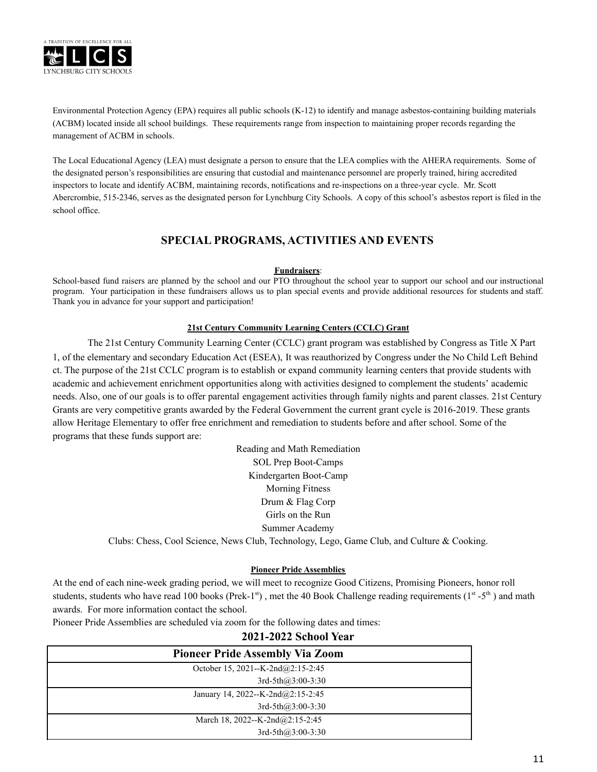Environmental Protection Agency (EPA) requires all public schools (K-12) to identify and manage asbestos-containing building materials (ACBM) located inside all school buildings. These requirements range from inspection to maintaining proper records regarding the management of ACBM in schools.

The Local Educational Agency (LEA) must designate a person to ensure that the LEA complies with the AHERA requirements. Some of the designated person's responsibilities are ensuring that custodial and maintenance personnel are properly trained, hiring accredited inspectors to locate and identify ACBM, maintaining records, notifications and re-inspections on a three-year cycle. Mr. Scott Abercrombie, 515-2346, serves as the designated person for Lynchburg City Schools. A copy of this school's asbestos report is filed in the school office.

## SPECIAL PROGRAMS, ACTIVITIES AND EVENTS

**Fundraisers**:

School-based fund raisers are planned by the school and our PTO throughout the school year to support our school and our instructional program. Your participation in these fundraisers allows us to plan special events and provide additional resources for students and staff. Thank you in advance for your support and participation!

**21st Century Community Learning Centers (CCLC) Grant**

The 21st Century Community Learning Center (CCLC) grant program was established by Congress as Title X Part 1, of the elementary and secondary Education Act (ESEA), It was reauthorized by Congress under the No Child Left Behind ct. The purpose of the 21st CCLC program is to establish or expand community learning centers that provide students with academic and achievement enrichment opportunities along with activities designed to complement the students' academic needs. Also, one of our goals is to offer parental engagement activities through family nights and parent classes. 21st Century Grants are very competitive grants awarded by the Federal Government the current grant cycle is 2016-2019. These grants allow Heritage Elementary to offer free enrichment and remediation to students before and after school. Some of the programs that these funds support are:

Reading and Math Remediation
SOL Prep Boot-Camps
Kindergarten Boot-Camp
Morning Fitness
Drum & Flag Corp
Girls on the Run
Summer Academy
Clubs: Chess, Cool Science, News Club, Technology, Lego, Game Club, and Culture & Cooking.

**Pioneer Pride Assemblies**

At the end of each nine-week grading period, we will meet to recognize Good Citizens, Promising Pioneers, honor roll students, students who have read 100 books (Prek-1st) , met the 40 Book Challenge reading requirements (1st -5th ) and math awards. For more information contact the school.

Pioneer Pride Assemblies are scheduled via zoom for the following dates and times:

**2021-2022 School Year**

| Pioneer Pride Assembly Via Zoom |
|---|
| October 15, 2021--K-2nd@2:15-2:45<br>3rd-5th@3:00-3:30 |
| January 14, 2022--K-2nd@2:15-2:45<br>3rd-5th@3:00-3:30 |
| March 18, 2022--K-2nd@2:15-2:45<br>3rd-5th@3:00-3:30 |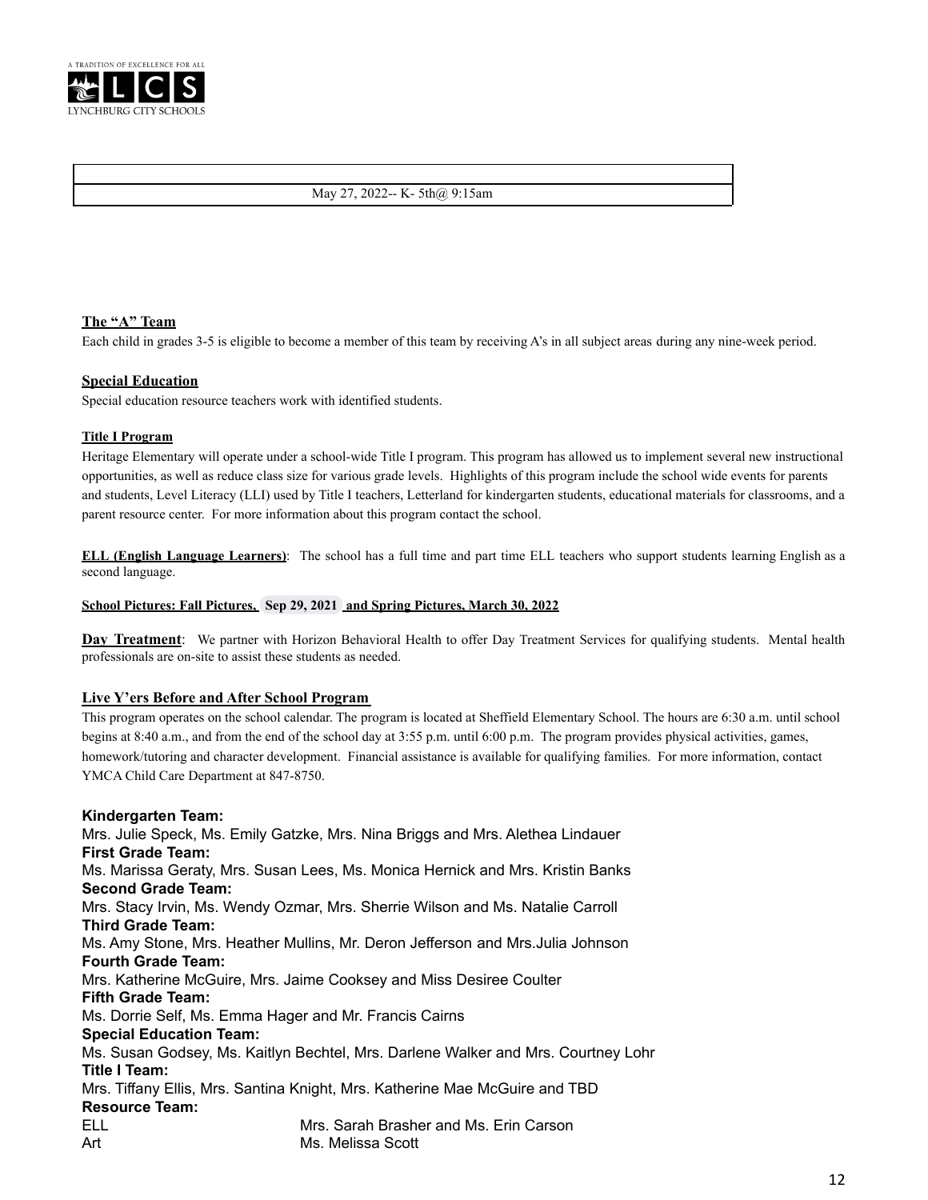A TRADITION OF EXCELLENCE FOR ALL

LCS

LYNCHBURG CITY SCHOOLS

| |
|---|
| May 27, 2022-- K- 5th@ 9:15am |

**The "A" Team**

Each child in grades 3-5 is eligible to become a member of this team by receiving A's in all subject areas during any nine-week period.

**Special Education**

Special education resource teachers work with identified students.

**Title I Program**

Heritage Elementary will operate under a school-wide Title I program. This program has allowed us to implement several new instructional opportunities, as well as reduce class size for various grade levels. Highlights of this program include the school wide events for parents and students, Level Literacy (LLI) used by Title I teachers, Letterland for kindergarten students, educational materials for classrooms, and a parent resource center. For more information about this program contact the school.

**ELL (English Language Learners)**: The school has a full time and part time ELL teachers who support students learning English as a second language.

**School Pictures: Fall Pictures, Sep 29, 2021 and Spring Pictures, March 30, 2022**

**Day Treatment**: We partner with Horizon Behavioral Health to offer Day Treatment Services for qualifying students. Mental health professionals are on-site to assist these students as needed.

**Live Y'ers Before and After School Program**

This program operates on the school calendar. The program is located at Sheffield Elementary School. The hours are 6:30 a.m. until school begins at 8:40 a.m., and from the end of the school day at 3:55 p.m. until 6:00 p.m. The program provides physical activities, games, homework/tutoring and character development. Financial assistance is available for qualifying families. For more information, contact YMCA Child Care Department at 847-8750.

**Kindergarten Team:**
Mrs. Julie Speck, Ms. Emily Gatzke, Mrs. Nina Briggs and Mrs. Alethea Lindauer
**First Grade Team:**
Ms. Marissa Geraty, Mrs. Susan Lees, Ms. Monica Hernick and Mrs. Kristin Banks
**Second Grade Team:**
Mrs. Stacy Irvin, Ms. Wendy Ozmar, Mrs. Sherrie Wilson and Ms. Natalie Carroll
**Third Grade Team:**
Ms. Amy Stone, Mrs. Heather Mullins, Mr. Deron Jefferson and Mrs.Julia Johnson
**Fourth Grade Team:**
Mrs. Katherine McGuire, Mrs. Jaime Cooksey and Miss Desiree Coulter
**Fifth Grade Team:**
Ms. Dorrie Self, Ms. Emma Hager and Mr. Francis Cairns
**Special Education Team:**
Ms. Susan Godsey, Ms. Kaitlyn Bechtel, Mrs. Darlene Walker and Mrs. Courtney Lohr
**Title I Team:**
Mrs. Tiffany Ellis, Mrs. Santina Knight, Mrs. Katherine Mae McGuire and TBD
**Resource Team:**

| | |
|---|---|
| ELL | Mrs. Sarah Brasher and Ms. Erin Carson |
| Art | Ms. Melissa Scott |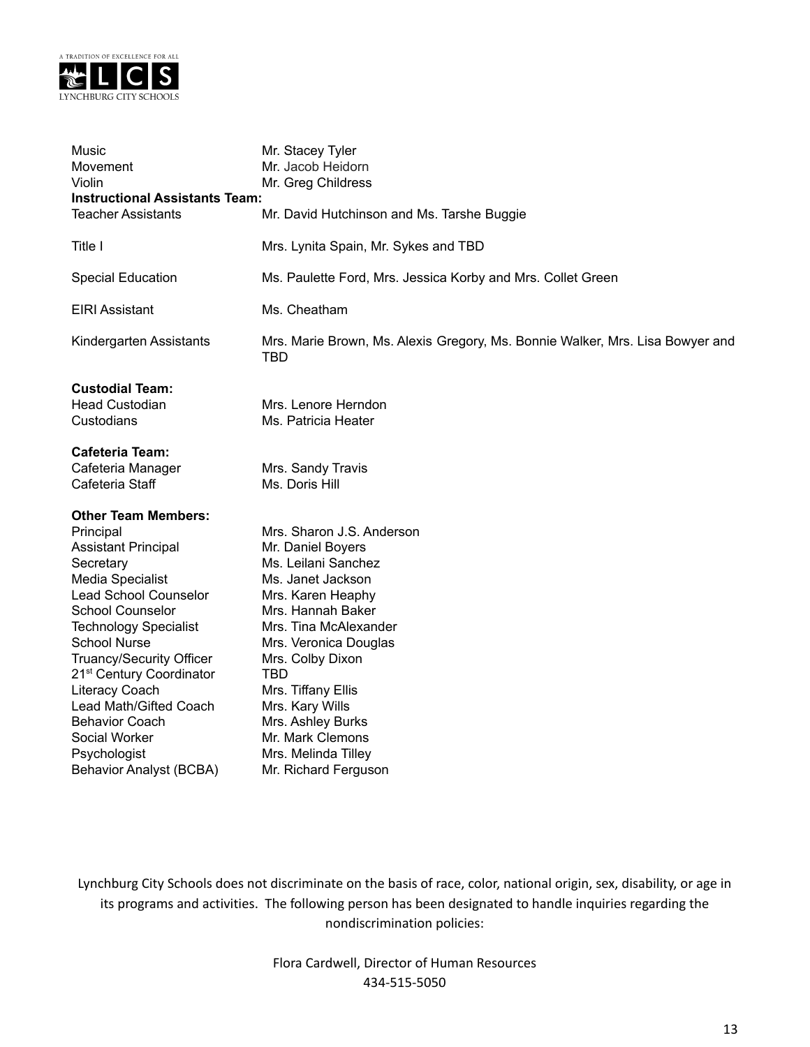| | |
|---|---|
| Music | Mr. Stacey Tyler |
| Movement | Mr. Jacob Heidorn |
| Violin | Mr. Greg Childress |
| **Instructional Assistants Team:** | |
| Teacher Assistants | Mr. David Hutchinson and Ms. Tarshe Buggie |
| Title I | Mrs. Lynita Spain, Mr. Sykes and TBD |
| Special Education | Ms. Paulette Ford, Mrs. Jessica Korby and Mrs. Collet Green |
| EIRI Assistant | Ms. Cheatham |
| Kindergarten Assistants | Mrs. Marie Brown, Ms. Alexis Gregory, Ms. Bonnie Walker, Mrs. Lisa Bowyer and TBD |
| **Custodial Team:** | |
| Head Custodian | Mrs. Lenore Herndon |
| Custodians | Ms. Patricia Heater |
| **Cafeteria Team:** | |
| Cafeteria Manager | Mrs. Sandy Travis |
| Cafeteria Staff | Ms. Doris Hill |
| **Other Team Members:** | |
| Principal | Mrs. Sharon J.S. Anderson |
| Assistant Principal | Mr. Daniel Boyers |
| Secretary | Ms. Leilani Sanchez |
| Media Specialist | Ms. Janet Jackson |
| Lead School Counselor | Mrs. Karen Heaphy |
| School Counselor | Mrs. Hannah Baker |
| Technology Specialist | Mrs. Tina McAlexander |
| School Nurse | Mrs. Veronica Douglas |
| Truancy/Security Officer | Mrs. Colby Dixon |
| 21st Century Coordinator | TBD |
| Literacy Coach | Mrs. Tiffany Ellis |
| Lead Math/Gifted Coach | Mrs. Kary Wills |
| Behavior Coach | Mrs. Ashley Burks |
| Social Worker | Mr. Mark Clemons |
| Psychologist | Mrs. Melinda Tilley |
| Behavior Analyst (BCBA) | Mr. Richard Ferguson |

Lynchburg City Schools does not discriminate on the basis of race, color, national origin, sex, disability, or age in its programs and activities. The following person has been designated to handle inquiries regarding the nondiscrimination policies:

Flora Cardwell, Director of Human Resources
434-515-5050